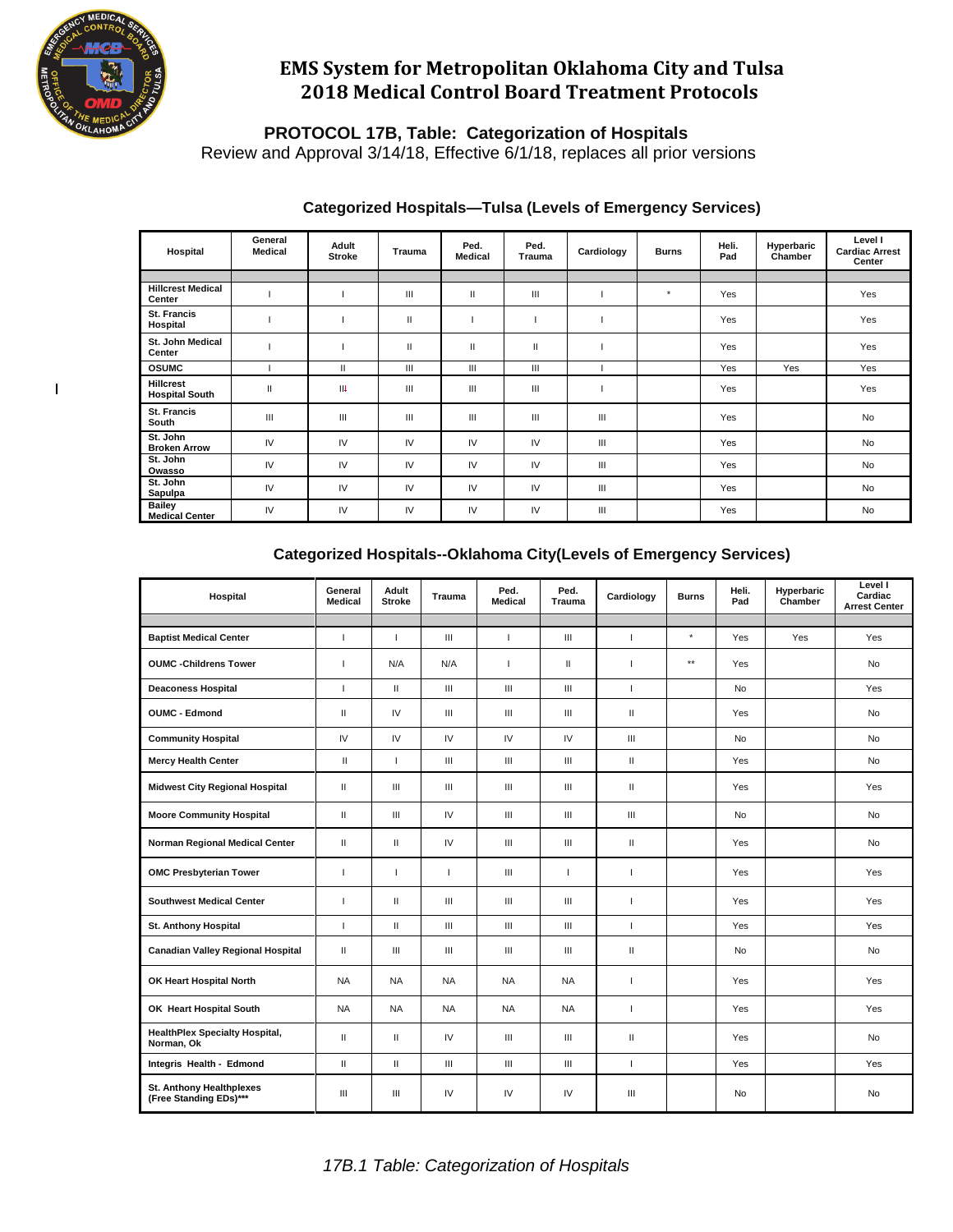# EMS System for Metropolitan Oklahoma City and Tulsa
# 2018 Medical Control Board Treatment Protocols

## PROTOCOL 17B, Table: Categorization of Hospitals

Review and Approval 3/14/18, Effective 6/1/18, replaces all prior versions

### Categorized Hospitals—Tulsa (Levels of Emergency Services)

| Hospital | General Medical | Adult Stroke | Trauma | Ped. Medical | Ped. Trauma | Cardiology | Burns | Heli. Pad | Hyperbaric Chamber | Level I Cardiac Arrest Center |
|---|---|---|---|---|---|---|---|---|---|---|
| Hillcrest Medical Center | I | I | III | II | III | I | * | Yes | | Yes |
| St. Francis Hospital | I | I | II | I | I | I | | Yes | | Yes |
| St. John Medical Center | I | I | II | II | II | I | | Yes | | Yes |
| OSUMC | I | II | III | III | III | I | | Yes | Yes | Yes |
| Hillcrest Hospital South | II | III | III | III | III | I | | Yes | | Yes |
| St. Francis South | III | III | III | III | III | III | | Yes | | No |
| St. John Broken Arrow | IV | IV | IV | IV | IV | III | | Yes | | No |
| St. John Owasso | IV | IV | IV | IV | IV | III | | Yes | | No |
| St. John Sapulpa | IV | IV | IV | IV | IV | III | | Yes | | No |
| Bailey Medical Center | IV | IV | IV | IV | IV | III | | Yes | | No |

### Categorized Hospitals--Oklahoma City(Levels of Emergency Services)

| Hospital | General Medical | Adult Stroke | Trauma | Ped. Medical | Ped. Trauma | Cardiology | Burns | Heli. Pad | Hyperbaric Chamber | Level I Cardiac Arrest Center |
|---|---|---|---|---|---|---|---|---|---|---|
| Baptist Medical Center | I | I | III | I | III | I | * | Yes | Yes | Yes |
| OUMC -Childrens Tower | I | N/A | N/A | I | II | I | ** | Yes | | No |
| Deaconess Hospital | I | II | III | III | III | I | | No | | Yes |
| OUMC - Edmond | II | IV | III | III | III | II | | Yes | | No |
| Community Hospital | IV | IV | IV | IV | IV | III | | No | | No |
| Mercy Health Center | II | I | III | III | III | II | | Yes | | No |
| Midwest City Regional Hospital | II | III | III | III | III | II | | Yes | | Yes |
| Moore Community Hospital | II | III | IV | III | III | III | | No | | No |
| Norman Regional Medical Center | II | II | IV | III | III | II | | Yes | | No |
| OMC Presbyterian Tower | I | I | I | III | I | I | | Yes | | Yes |
| Southwest Medical Center | I | II | III | III | III | I | | Yes | | Yes |
| St. Anthony Hospital | I | II | III | III | III | I | | Yes | | Yes |
| Canadian Valley Regional Hospital | II | III | III | III | III | II | | No | | No |
| OK Heart Hospital North | NA | NA | NA | NA | NA | I | | Yes | | Yes |
| OK Heart Hospital South | NA | NA | NA | NA | NA | I | | Yes | | Yes |
| HealthPlex Specialty Hospital, Norman, Ok | II | II | IV | III | III | II | | Yes | | No |
| Integris Health - Edmond | II | II | III | III | III | I | | Yes | | Yes |
| St. Anthony Healthplexes (Free Standing EDs)*** | III | III | IV | IV | IV | III | | No | | No |

*17B.1 Table: Categorization of Hospitals*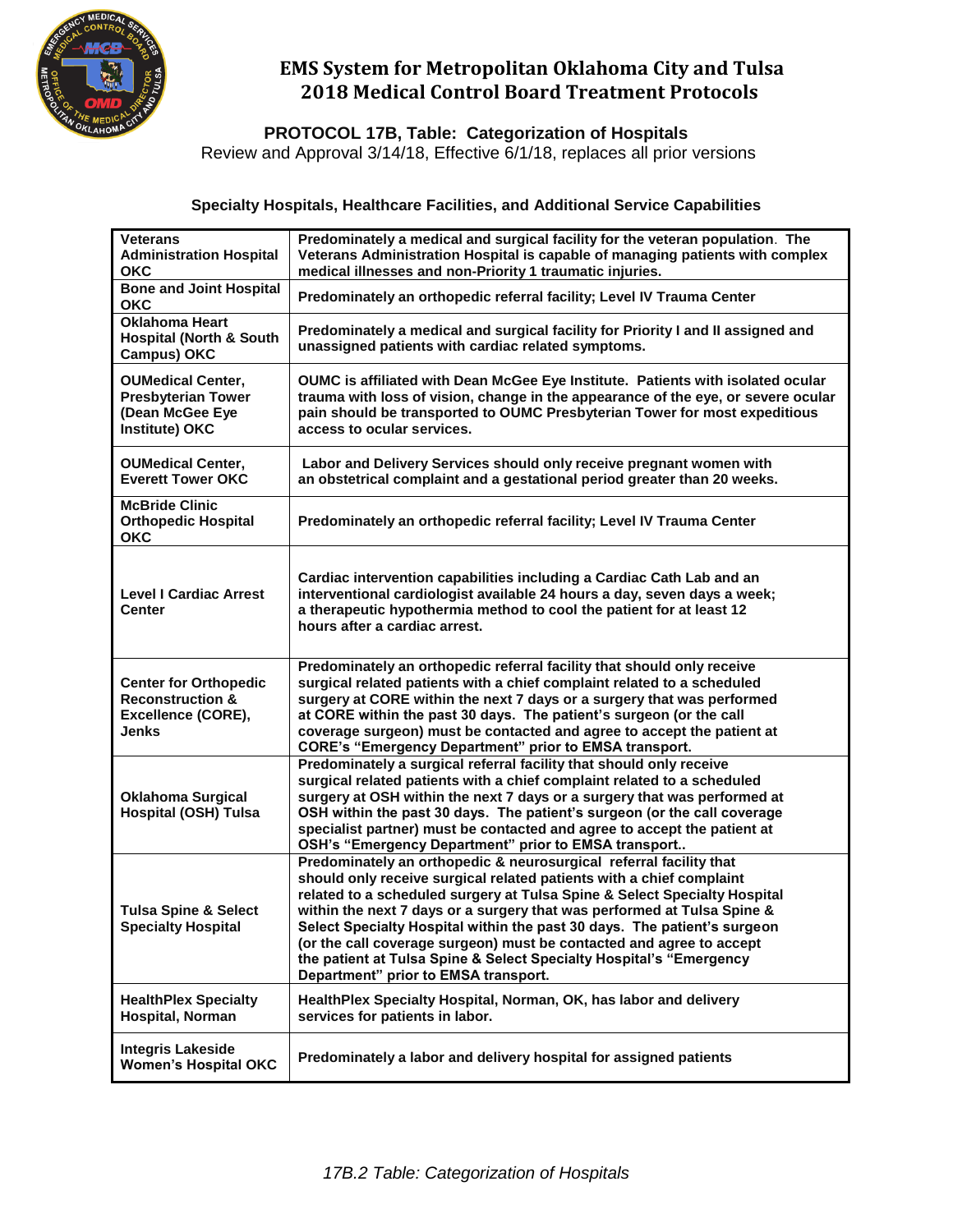# EMS System for Metropolitan Oklahoma City and Tulsa
# 2018 Medical Control Board Treatment Protocols

## PROTOCOL 17B, Table: Categorization of Hospitals

Review and Approval 3/14/18, Effective 6/1/18, replaces all prior versions

### Specialty Hospitals, Healthcare Facilities, and Additional Service Capabilities

| | |
|---|---|
| **Veterans Administration Hospital OKC** | **Predominately a medical and surgical facility for the veteran population. The Veterans Administration Hospital is capable of managing patients with complex medical illnesses and non-Priority 1 traumatic injuries.** |
| **Bone and Joint Hospital OKC** | **Predominately an orthopedic referral facility; Level IV Trauma Center** |
| **Oklahoma Heart Hospital (North & South Campus) OKC** | **Predominately a medical and surgical facility for Priority I and II assigned and unassigned patients with cardiac related symptoms.** |
| **OUMedical Center, Presbyterian Tower (Dean McGee Eye Institute) OKC** | **OUMC is affiliated with Dean McGee Eye Institute. Patients with isolated ocular trauma with loss of vision, change in the appearance of the eye, or severe ocular pain should be transported to OUMC Presbyterian Tower for most expeditious access to ocular services.** |
| **OUMedical Center, Everett Tower OKC** | **Labor and Delivery Services should only receive pregnant women with an obstetrical complaint and a gestational period greater than 20 weeks.** |
| **McBride Clinic Orthopedic Hospital OKC** | **Predominately an orthopedic referral facility; Level IV Trauma Center** |
| **Level I Cardiac Arrest Center** | **Cardiac intervention capabilities including a Cardiac Cath Lab and an interventional cardiologist available 24 hours a day, seven days a week; a therapeutic hypothermia method to cool the patient for at least 12 hours after a cardiac arrest.** |
| **Center for Orthopedic Reconstruction & Excellence (CORE), Jenks** | **Predominately an orthopedic referral facility that should only receive surgical related patients with a chief complaint related to a scheduled surgery at CORE within the next 7 days or a surgery that was performed at CORE within the past 30 days. The patient's surgeon (or the call coverage surgeon) must be contacted and agree to accept the patient at CORE's "Emergency Department" prior to EMSA transport.** |
| **Oklahoma Surgical Hospital (OSH) Tulsa** | **Predominately a surgical referral facility that should only receive surgical related patients with a chief complaint related to a scheduled surgery at OSH within the next 7 days or a surgery that was performed at OSH within the past 30 days. The patient's surgeon (or the call coverage specialist partner) must be contacted and agree to accept the patient at OSH's "Emergency Department" prior to EMSA transport..** |
| **Tulsa Spine & Select Specialty Hospital** | **Predominately an orthopedic & neurosurgical referral facility that should only receive surgical related patients with a chief complaint related to a scheduled surgery at Tulsa Spine & Select Specialty Hospital within the next 7 days or a surgery that was performed at Tulsa Spine & Select Specialty Hospital within the past 30 days. The patient's surgeon (or the call coverage surgeon) must be contacted and agree to accept the patient at Tulsa Spine & Select Specialty Hospital's "Emergency Department" prior to EMSA transport.** |
| **HealthPlex Specialty Hospital, Norman** | **HealthPlex Specialty Hospital, Norman, OK, has labor and delivery services for patients in labor.** |
| **Integris Lakeside Women's Hospital OKC** | **Predominately a labor and delivery hospital for assigned patients** |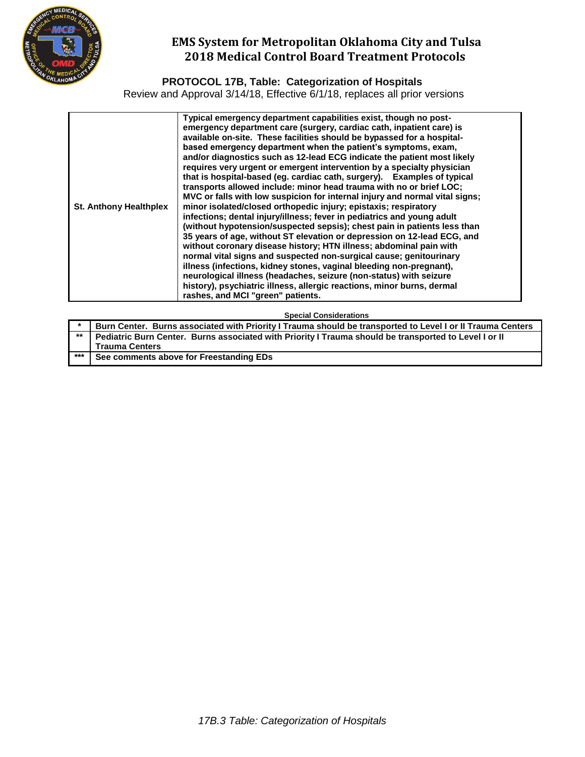# EMS System for Metropolitan Oklahoma City and Tulsa
# 2018 Medical Control Board Treatment Protocols

## PROTOCOL 17B, Table: Categorization of Hospitals

Review and Approval 3/14/18, Effective 6/1/18, replaces all prior versions

| | |
|---|---|
| **St. Anthony Healthplex** | **Typical emergency department capabilities exist, though no post-emergency department care (surgery, cardiac cath, inpatient care) is available on-site. These facilities should be bypassed for a hospital-based emergency department when the patient's symptoms, exam, and/or diagnostics such as 12-lead ECG indicate the patient most likely requires very urgent or emergent intervention by a specialty physician that is hospital-based (eg. cardiac cath, surgery). Examples of typical transports allowed include: minor head trauma with no or brief LOC; MVC or falls with low suspicion for internal injury and normal vital signs; minor isolated/closed orthopedic injury; epistaxis; respiratory infections; dental injury/illness; fever in pediatrics and young adult (without hypotension/suspected sepsis); chest pain in patients less than 35 years of age, without ST elevation or depression on 12-lead ECG, and without coronary disease history; HTN illness; abdominal pain with normal vital signs and suspected non-surgical cause; genitourinary illness (infections, kidney stones, vaginal bleeding non-pregnant), neurological illness (headaches, seizure (non-status) with seizure history), psychiatric illness, allergic reactions, minor burns, dermal rashes, and MCI "green" patients.** |

**Special Considerations**

| | |
|---|---|
| * | **Burn Center. Burns associated with Priority I Trauma should be transported to Level I or II Trauma Centers** |
| ** | **Pediatric Burn Center. Burns associated with Priority I Trauma should be transported to Level I or II Trauma Centers** |
| *** | **See comments above for Freestanding EDs** |